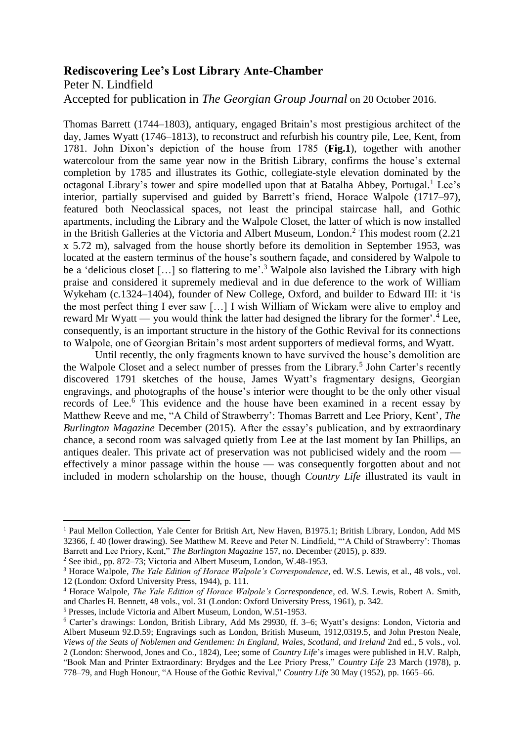# Rediscovering Lee's Lost Library Ante-Chamber

Peter N. Lindfield

Accepted for publication in *The Georgian Group Journal* on 20 October 2016.

Thomas Barrett (1744–1803), antiquary, engaged Britain's most prestigious architect of the day, James Wyatt (1746–1813), to reconstruct and refurbish his country pile, Lee, Kent, from 1781. John Dixon's depiction of the house from 1785 (**Fig.1**), together with another watercolour from the same year now in the British Library, confirms the house's external completion by 1785 and illustrates its Gothic, collegiate-style elevation dominated by the octagonal Library's tower and spire modelled upon that at Batalha Abbey, Portugal.[1] Lee's interior, partially supervised and guided by Barrett's friend, Horace Walpole (1717–97), featured both Neoclassical spaces, not least the principal staircase hall, and Gothic apartments, including the Library and the Walpole Closet, the latter of which is now installed in the British Galleries at the Victoria and Albert Museum, London.[2] This modest room (2.21 x 5.72 m), salvaged from the house shortly before its demolition in September 1953, was located at the eastern terminus of the house's southern façade, and considered by Walpole to be a 'delicious closet […] so flattering to me'.[3] Walpole also lavished the Library with high praise and considered it supremely medieval and in due deference to the work of William Wykeham (c.1324–1404), founder of New College, Oxford, and builder to Edward III: it 'is the most perfect thing I ever saw […] I wish William of Wickam were alive to employ and reward Mr Wyatt — you would think the latter had designed the library for the former'.[4] Lee, consequently, is an important structure in the history of the Gothic Revival for its connections to Walpole, one of Georgian Britain's most ardent supporters of medieval forms, and Wyatt.

Until recently, the only fragments known to have survived the house's demolition are the Walpole Closet and a select number of presses from the Library.[5] John Carter's recently discovered 1791 sketches of the house, James Wyatt's fragmentary designs, Georgian engravings, and photographs of the house's interior were thought to be the only other visual records of Lee.[6] This evidence and the house have been examined in a recent essay by Matthew Reeve and me, "A Child of Strawberry': Thomas Barrett and Lee Priory, Kent', *The Burlington Magazine* December (2015). After the essay's publication, and by extraordinary chance, a second room was salvaged quietly from Lee at the last moment by Ian Phillips, an antiques dealer. This private act of preservation was not publicised widely and the room — effectively a minor passage within the house — was consequently forgotten about and not included in modern scholarship on the house, though *Country Life* illustrated its vault in

---

[1] Paul Mellon Collection, Yale Center for British Art, New Haven, B1975.1; British Library, London, Add MS 32366, f. 40 (lower drawing). See Matthew M. Reeve and Peter N. Lindfield, "'A Child of Strawberry': Thomas Barrett and Lee Priory, Kent," *The Burlington Magazine* 157, no. December (2015), p. 839.

[2] See ibid., pp. 872–73; Victoria and Albert Museum, London, W.48-1953.

[3] Horace Walpole, *The Yale Edition of Horace Walpole's Correspondence*, ed. W.S. Lewis, et al., 48 vols., vol. 12 (London: Oxford University Press, 1944), p. 111.

[4] Horace Walpole, *The Yale Edition of Horace Walpole's Correspondence*, ed. W.S. Lewis, Robert A. Smith, and Charles H. Bennett, 48 vols., vol. 31 (London: Oxford University Press, 1961), p. 342.

[5] Presses, include Victoria and Albert Museum, London, W.51-1953.

[6] Carter's drawings: London, British Library, Add Ms 29930, ff. 3–6; Wyatt's designs: London, Victoria and Albert Museum 92.D.59; Engravings such as London, British Museum, 1912,0319.5, and John Preston Neale, *Views of the Seats of Noblemen and Gentlemen: In England, Wales, Scotland, and Ireland* 2nd ed., 5 vols., vol. 2 (London: Sherwood, Jones and Co., 1824), Lee; some of *Country Life*'s images were published in H.V. Ralph, "Book Man and Printer Extraordinary: Brydges and the Lee Priory Press," *Country Life* 23 March (1978), p. 778–79, and Hugh Honour, "A House of the Gothic Revival," *Country Life* 30 May (1952), pp. 1665–66.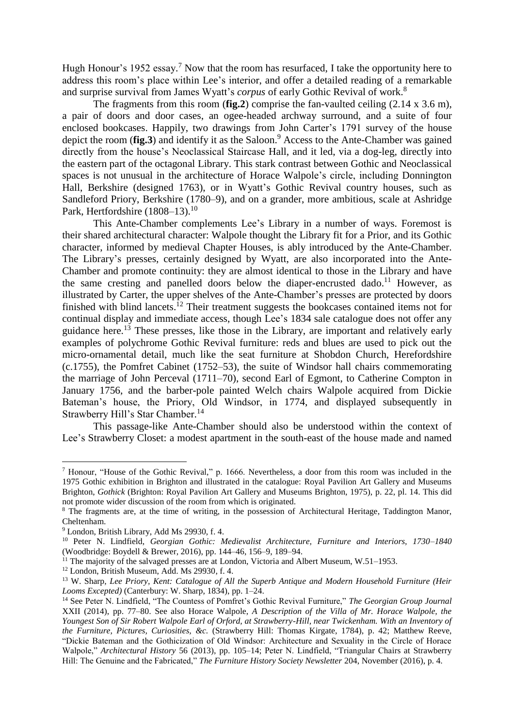Hugh Honour's 1952 essay.[7] Now that the room has resurfaced, I take the opportunity here to address this room's place within Lee's interior, and offer a detailed reading of a remarkable and surprise survival from James Wyatt's *corpus* of early Gothic Revival of work.[8]

The fragments from this room (**fig.2**) comprise the fan-vaulted ceiling (2.14 x 3.6 m), a pair of doors and door cases, an ogee-headed archway surround, and a suite of four enclosed bookcases. Happily, two drawings from John Carter's 1791 survey of the house depict the room (**fig.3**) and identify it as the Saloon.[9] Access to the Ante-Chamber was gained directly from the house's Neoclassical Staircase Hall, and it led, via a dog-leg, directly into the eastern part of the octagonal Library. This stark contrast between Gothic and Neoclassical spaces is not unusual in the architecture of Horace Walpole's circle, including Donnington Hall, Berkshire (designed 1763), or in Wyatt's Gothic Revival country houses, such as Sandleford Priory, Berkshire (1780–9), and on a grander, more ambitious, scale at Ashridge Park, Hertfordshire (1808–13).[10]

This Ante-Chamber complements Lee's Library in a number of ways. Foremost is their shared architectural character: Walpole thought the Library fit for a Prior, and its Gothic character, informed by medieval Chapter Houses, is ably introduced by the Ante-Chamber. The Library's presses, certainly designed by Wyatt, are also incorporated into the Ante-Chamber and promote continuity: they are almost identical to those in the Library and have the same cresting and panelled doors below the diaper-encrusted dado.[11] However, as illustrated by Carter, the upper shelves of the Ante-Chamber's presses are protected by doors finished with blind lancets.[12] Their treatment suggests the bookcases contained items not for continual display and immediate access, though Lee's 1834 sale catalogue does not offer any guidance here.[13] These presses, like those in the Library, are important and relatively early examples of polychrome Gothic Revival furniture: reds and blues are used to pick out the micro-ornamental detail, much like the seat furniture at Shobdon Church, Herefordshire (c.1755), the Pomfret Cabinet (1752–53), the suite of Windsor hall chairs commemorating the marriage of John Perceval (1711–70), second Earl of Egmont, to Catherine Compton in January 1756, and the barber-pole painted Welch chairs Walpole acquired from Dickie Bateman's house, the Priory, Old Windsor, in 1774, and displayed subsequently in Strawberry Hill's Star Chamber.[14]

This passage-like Ante-Chamber should also be understood within the context of Lee's Strawberry Closet: a modest apartment in the south-east of the house made and named

---

[7] Honour, "House of the Gothic Revival," p. 1666. Nevertheless, a door from this room was included in the 1975 Gothic exhibition in Brighton and illustrated in the catalogue: Royal Pavilion Art Gallery and Museums Brighton, *Gothick* (Brighton: Royal Pavilion Art Gallery and Museums Brighton, 1975), p. 22, pl. 14. This did not promote wider discussion of the room from which is originated.

[8] The fragments are, at the time of writing, in the possession of Architectural Heritage, Taddington Manor, Cheltenham.

[9] London, British Library, Add Ms 29930, f. 4.

[10] Peter N. Lindfield, *Georgian Gothic: Medievalist Architecture, Furniture and Interiors, 1730–1840* (Woodbridge: Boydell & Brewer, 2016), pp. 144–46, 156–9, 189–94.

[11] The majority of the salvaged presses are at London, Victoria and Albert Museum, W.51–1953.

[12] London, British Museum, Add. Ms 29930, f. 4.

[13] W. Sharp, *Lee Priory, Kent: Catalogue of All the Superb Antique and Modern Household Furniture (Heir Looms Excepted)* (Canterbury: W. Sharp, 1834), pp. 1–24.

[14] See Peter N. Lindfield, "The Countess of Pomfret's Gothic Revival Furniture," *The Georgian Group Journal* XXII (2014), pp. 77–80. See also Horace Walpole, *A Description of the Villa of Mr. Horace Walpole, the Youngest Son of Sir Robert Walpole Earl of Orford, at Strawberry-Hill, near Twickenham. With an Inventory of the Furniture, Pictures, Curiosities, &c.* (Strawberry Hill: Thomas Kirgate, 1784), p. 42; Matthew Reeve, "Dickie Bateman and the Gothicization of Old Windsor: Architecture and Sexuality in the Circle of Horace Walpole," *Architectural History* 56 (2013), pp. 105–14; Peter N. Lindfield, "Triangular Chairs at Strawberry Hill: The Genuine and the Fabricated," *The Furniture History Society Newsletter* 204, November (2016), p. 4.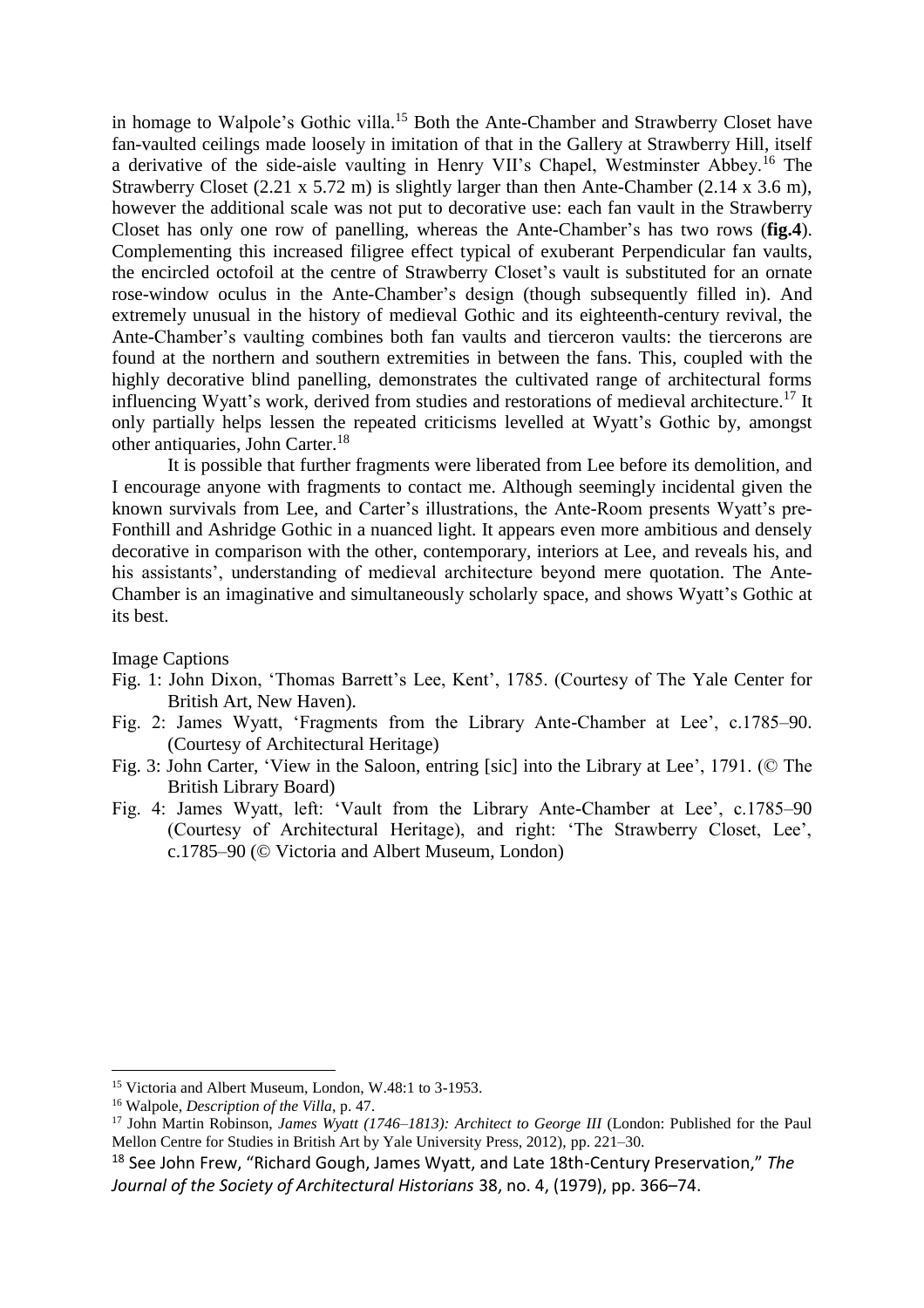in homage to Walpole's Gothic villa.[15] Both the Ante-Chamber and Strawberry Closet have fan-vaulted ceilings made loosely in imitation of that in the Gallery at Strawberry Hill, itself a derivative of the side-aisle vaulting in Henry VII's Chapel, Westminster Abbey.[16] The Strawberry Closet (2.21 x 5.72 m) is slightly larger than then Ante-Chamber (2.14 x 3.6 m), however the additional scale was not put to decorative use: each fan vault in the Strawberry Closet has only one row of panelling, whereas the Ante-Chamber's has two rows (**fig.4**). Complementing this increased filigree effect typical of exuberant Perpendicular fan vaults, the encircled octofoil at the centre of Strawberry Closet's vault is substituted for an ornate rose-window oculus in the Ante-Chamber's design (though subsequently filled in). And extremely unusual in the history of medieval Gothic and its eighteenth-century revival, the Ante-Chamber's vaulting combines both fan vaults and tierceron vaults: the tiercerons are found at the northern and southern extremities in between the fans. This, coupled with the highly decorative blind panelling, demonstrates the cultivated range of architectural forms influencing Wyatt's work, derived from studies and restorations of medieval architecture.[17] It only partially helps lessen the repeated criticisms levelled at Wyatt's Gothic by, amongst other antiquaries, John Carter.[18]

It is possible that further fragments were liberated from Lee before its demolition, and I encourage anyone with fragments to contact me. Although seemingly incidental given the known survivals from Lee, and Carter's illustrations, the Ante-Room presents Wyatt's pre-Fonthill and Ashridge Gothic in a nuanced light. It appears even more ambitious and densely decorative in comparison with the other, contemporary, interiors at Lee, and reveals his, and his assistants', understanding of medieval architecture beyond mere quotation. The Ante-Chamber is an imaginative and simultaneously scholarly space, and shows Wyatt's Gothic at its best.

Image Captions

- Fig. 1: John Dixon, 'Thomas Barrett's Lee, Kent', 1785. (Courtesy of The Yale Center for British Art, New Haven).
- Fig. 2: James Wyatt, 'Fragments from the Library Ante-Chamber at Lee', c.1785–90. (Courtesy of Architectural Heritage)
- Fig. 3: John Carter, 'View in the Saloon, entring [sic] into the Library at Lee', 1791. (© The British Library Board)
- Fig. 4: James Wyatt, left: 'Vault from the Library Ante-Chamber at Lee', c.1785–90 (Courtesy of Architectural Heritage), and right: 'The Strawberry Closet, Lee', c.1785–90 (© Victoria and Albert Museum, London)

[15] Victoria and Albert Museum, London, W.48:1 to 3-1953.

[16] Walpole, *Description of the Villa*, p. 47.

[17] John Martin Robinson, *James Wyatt (1746–1813): Architect to George III* (London: Published for the Paul Mellon Centre for Studies in British Art by Yale University Press, 2012), pp. 221–30.

[18] See John Frew, "Richard Gough, James Wyatt, and Late 18th-Century Preservation," *The Journal of the Society of Architectural Historians* 38, no. 4, (1979), pp. 366–74.